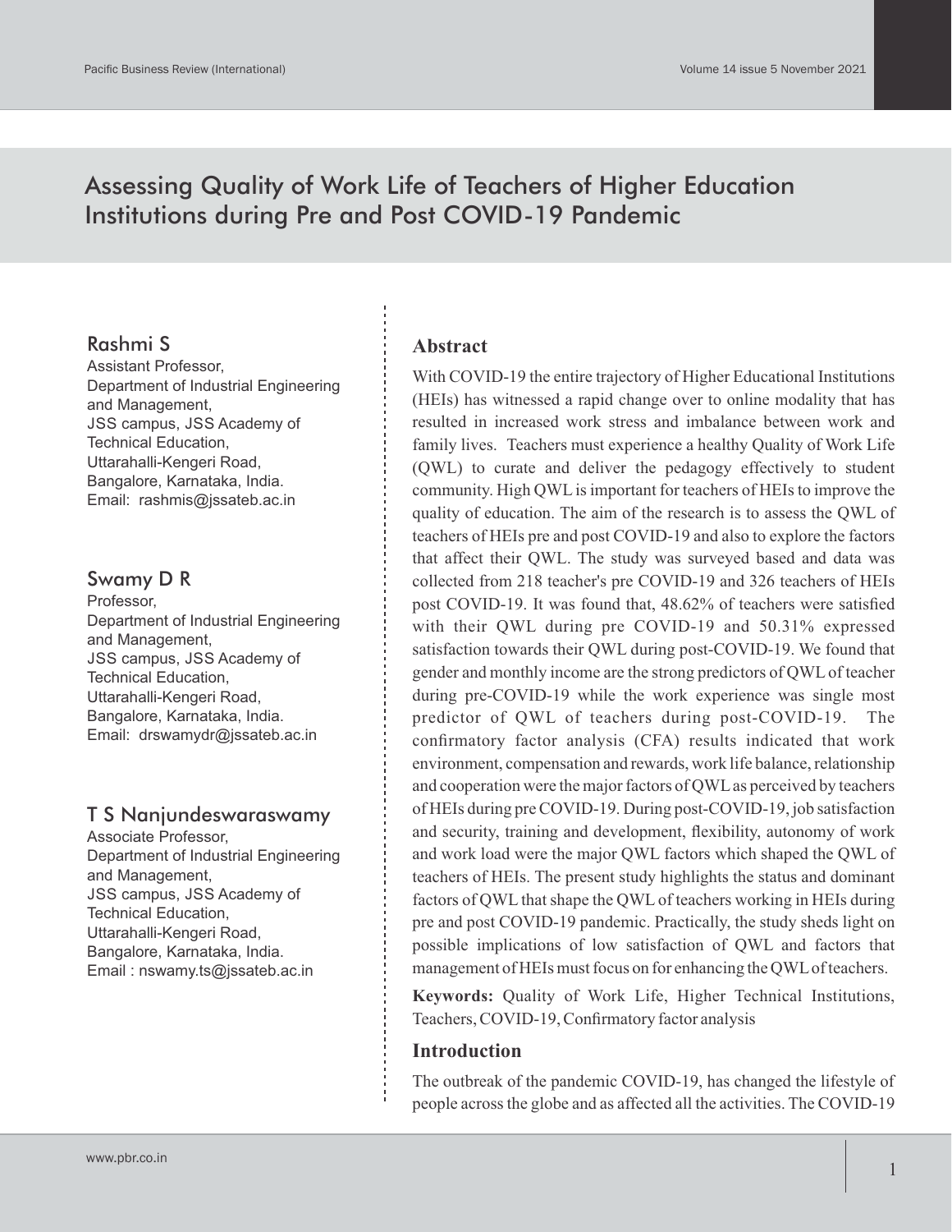# Assessing Quality of Work Life of Teachers of Higher Education Institutions during Pre and Post COVID-19 Pandemic

## Rashmi S

Assistant Professor,
Department of Industrial Engineering and Management,
JSS campus, JSS Academy of Technical Education,
Uttarahalli-Kengeri Road,
Bangalore, Karnataka, India.
Email: rashmis@jssateb.ac.in

## Swamy D R

Professor,
Department of Industrial Engineering and Management,
JSS campus, JSS Academy of Technical Education,
Uttarahalli-Kengeri Road,
Bangalore, Karnataka, India.
Email: drswamydr@jssateb.ac.in

## T S Nanjundeswaraswamy

Associate Professor,
Department of Industrial Engineering and Management,
JSS campus, JSS Academy of Technical Education,
Uttarahalli-Kengeri Road,
Bangalore, Karnataka, India.
Email : nswamy.ts@jssateb.ac.in

## Abstract

With COVID-19 the entire trajectory of Higher Educational Institutions (HEIs) has witnessed a rapid change over to online modality that has resulted in increased work stress and imbalance between work and family lives. Teachers must experience a healthy Quality of Work Life (QWL) to curate and deliver the pedagogy effectively to student community. High QWL is important for teachers of HEIs to improve the quality of education. The aim of the research is to assess the QWL of teachers of HEIs pre and post COVID-19 and also to explore the factors that affect their QWL. The study was surveyed based and data was collected from 218 teacher's pre COVID-19 and 326 teachers of HEIs post COVID-19. It was found that, 48.62% of teachers were satisfied with their QWL during pre COVID-19 and 50.31% expressed satisfaction towards their QWL during post-COVID-19. We found that gender and monthly income are the strong predictors of QWL of teacher during pre-COVID-19 while the work experience was single most predictor of QWL of teachers during post-COVID-19. The confirmatory factor analysis (CFA) results indicated that work environment, compensation and rewards, work life balance, relationship and cooperation were the major factors of QWL as perceived by teachers of HEIs during pre COVID-19. During post-COVID-19, job satisfaction and security, training and development, flexibility, autonomy of work and work load were the major QWL factors which shaped the QWL of teachers of HEIs. The present study highlights the status and dominant factors of QWL that shape the QWL of teachers working in HEIs during pre and post COVID-19 pandemic. Practically, the study sheds light on possible implications of low satisfaction of QWL and factors that management of HEIs must focus on for enhancing the QWL of teachers.

**Keywords:** Quality of Work Life, Higher Technical Institutions, Teachers, COVID-19, Confirmatory factor analysis

## Introduction

The outbreak of the pandemic COVID-19, has changed the lifestyle of people across the globe and as affected all the activities. The COVID-19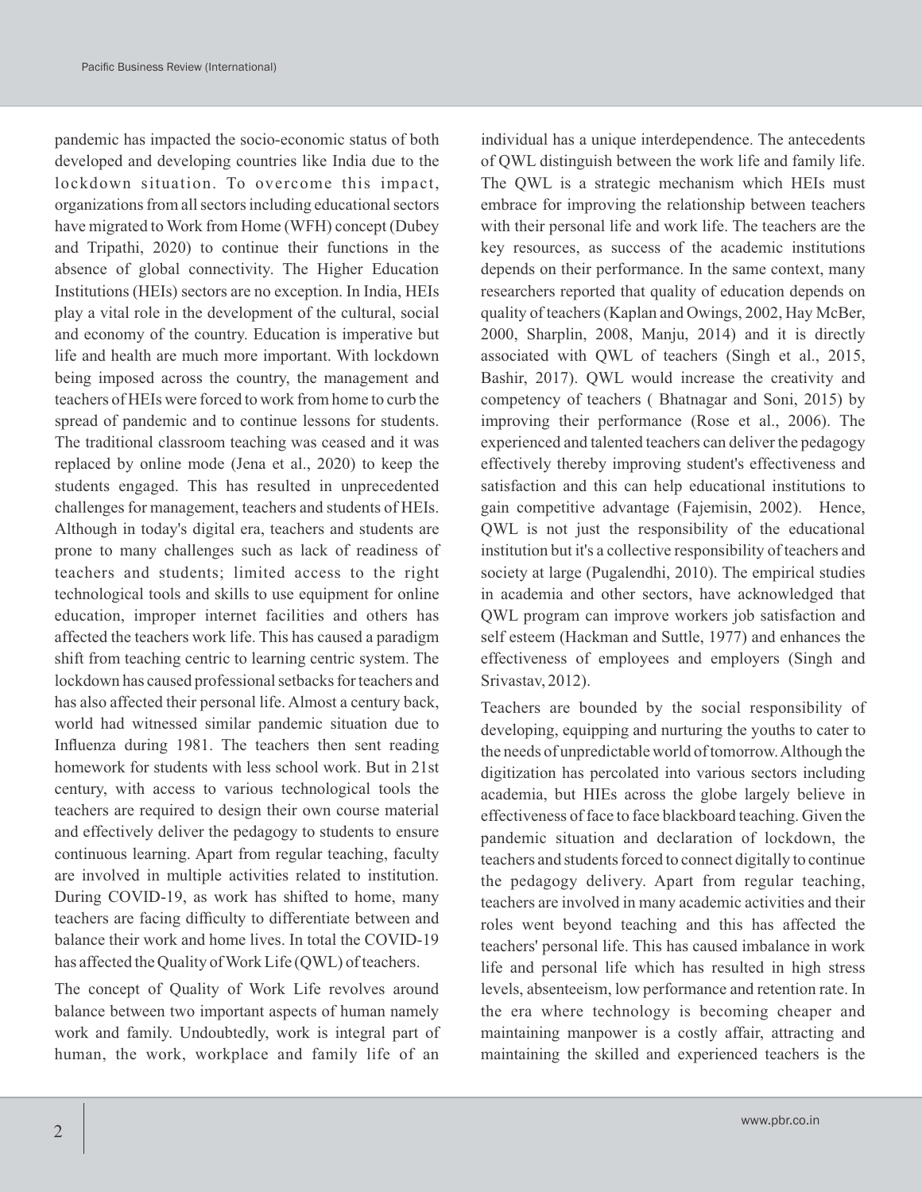pandemic has impacted the socio-economic status of both developed and developing countries like India due to the lockdown situation. To overcome this impact, organizations from all sectors including educational sectors have migrated to Work from Home (WFH) concept (Dubey and Tripathi, 2020) to continue their functions in the absence of global connectivity. The Higher Education Institutions (HEIs) sectors are no exception. In India, HEIs play a vital role in the development of the cultural, social and economy of the country. Education is imperative but life and health are much more important. With lockdown being imposed across the country, the management and teachers of HEIs were forced to work from home to curb the spread of pandemic and to continue lessons for students. The traditional classroom teaching was ceased and it was replaced by online mode (Jena et al., 2020) to keep the students engaged. This has resulted in unprecedented challenges for management, teachers and students of HEIs. Although in today's digital era, teachers and students are prone to many challenges such as lack of readiness of teachers and students; limited access to the right technological tools and skills to use equipment for online education, improper internet facilities and others has affected the teachers work life. This has caused a paradigm shift from teaching centric to learning centric system. The lockdown has caused professional setbacks for teachers and has also affected their personal life. Almost a century back, world had witnessed similar pandemic situation due to Influenza during 1981. The teachers then sent reading homework for students with less school work. But in 21st century, with access to various technological tools the teachers are required to design their own course material and effectively deliver the pedagogy to students to ensure continuous learning. Apart from regular teaching, faculty are involved in multiple activities related to institution. During COVID-19, as work has shifted to home, many teachers are facing difficulty to differentiate between and balance their work and home lives. In total the COVID-19 has affected the Quality of Work Life (QWL) of teachers.

The concept of Quality of Work Life revolves around balance between two important aspects of human namely work and family. Undoubtedly, work is integral part of human, the work, workplace and family life of an individual has a unique interdependence. The antecedents of QWL distinguish between the work life and family life. The QWL is a strategic mechanism which HEIs must embrace for improving the relationship between teachers with their personal life and work life. The teachers are the key resources, as success of the academic institutions depends on their performance. In the same context, many researchers reported that quality of education depends on quality of teachers (Kaplan and Owings, 2002, Hay McBer, 2000, Sharplin, 2008, Manju, 2014) and it is directly associated with QWL of teachers (Singh et al., 2015, Bashir, 2017). QWL would increase the creativity and competency of teachers ( Bhatnagar and Soni, 2015) by improving their performance (Rose et al., 2006). The experienced and talented teachers can deliver the pedagogy effectively thereby improving student's effectiveness and satisfaction and this can help educational institutions to gain competitive advantage (Fajemisin, 2002). Hence, QWL is not just the responsibility of the educational institution but it's a collective responsibility of teachers and society at large (Pugalendhi, 2010). The empirical studies in academia and other sectors, have acknowledged that QWL program can improve workers job satisfaction and self esteem (Hackman and Suttle, 1977) and enhances the effectiveness of employees and employers (Singh and Srivastav, 2012).

Teachers are bounded by the social responsibility of developing, equipping and nurturing the youths to cater to the needs of unpredictable world of tomorrow. Although the digitization has percolated into various sectors including academia, but HIEs across the globe largely believe in effectiveness of face to face blackboard teaching. Given the pandemic situation and declaration of lockdown, the teachers and students forced to connect digitally to continue the pedagogy delivery. Apart from regular teaching, teachers are involved in many academic activities and their roles went beyond teaching and this has affected the teachers' personal life. This has caused imbalance in work life and personal life which has resulted in high stress levels, absenteeism, low performance and retention rate. In the era where technology is becoming cheaper and maintaining manpower is a costly affair, attracting and maintaining the skilled and experienced teachers is the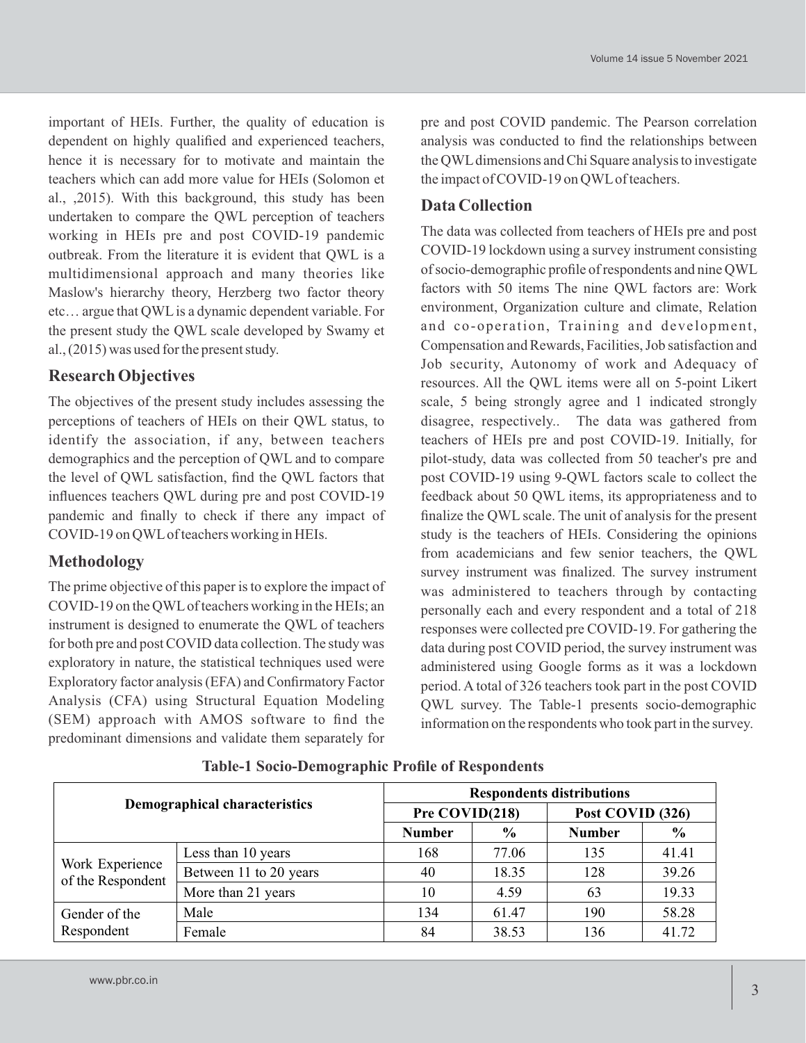important of HEIs. Further, the quality of education is dependent on highly qualified and experienced teachers, hence it is necessary for to motivate and maintain the teachers which can add more value for HEIs (Solomon et al., ,2015). With this background, this study has been undertaken to compare the QWL perception of teachers working in HEIs pre and post COVID-19 pandemic outbreak. From the literature it is evident that QWL is a multidimensional approach and many theories like Maslow's hierarchy theory, Herzberg two factor theory etc… argue that QWL is a dynamic dependent variable. For the present study the QWL scale developed by Swamy et al., (2015) was used for the present study.

## Research Objectives

The objectives of the present study includes assessing the perceptions of teachers of HEIs on their QWL status, to identify the association, if any, between teachers demographics and the perception of QWL and to compare the level of QWL satisfaction, find the QWL factors that influences teachers QWL during pre and post COVID-19 pandemic and finally to check if there any impact of COVID-19 on QWL of teachers working in HEIs.

## Methodology

The prime objective of this paper is to explore the impact of COVID-19 on the QWL of teachers working in the HEIs; an instrument is designed to enumerate the QWL of teachers for both pre and post COVID data collection. The study was exploratory in nature, the statistical techniques used were Exploratory factor analysis (EFA) and Confirmatory Factor Analysis (CFA) using Structural Equation Modeling (SEM) approach with AMOS software to find the predominant dimensions and validate them separately for pre and post COVID pandemic. The Pearson correlation analysis was conducted to find the relationships between the QWL dimensions and Chi Square analysis to investigate the impact of COVID-19 on QWL of teachers.

## Data Collection

The data was collected from teachers of HEIs pre and post COVID-19 lockdown using a survey instrument consisting of socio-demographic profile of respondents and nine QWL factors with 50 items The nine QWL factors are: Work environment, Organization culture and climate, Relation and co-operation, Training and development, Compensation and Rewards, Facilities, Job satisfaction and Job security, Autonomy of work and Adequacy of resources. All the QWL items were all on 5-point Likert scale, 5 being strongly agree and 1 indicated strongly disagree, respectively.. The data was gathered from teachers of HEIs pre and post COVID-19. Initially, for pilot-study, data was collected from 50 teacher's pre and post COVID-19 using 9-QWL factors scale to collect the feedback about 50 QWL items, its appropriateness and to finalize the QWL scale. The unit of analysis for the present study is the teachers of HEIs. Considering the opinions from academicians and few senior teachers, the QWL survey instrument was finalized. The survey instrument was administered to teachers through by contacting personally each and every respondent and a total of 218 responses were collected pre COVID-19. For gathering the data during post COVID period, the survey instrument was administered using Google forms as it was a lockdown period. A total of 326 teachers took part in the post COVID QWL survey. The Table-1 presents socio-demographic information on the respondents who took part in the survey.

**Table-1 Socio-Demographic Profile of Respondents**

| Demographical characteristics | | Respondents distributions | | | |
|---|---|---|---|---|---|
| | | Pre COVID(218) | | Post COVID (326) | |
| | | Number | % | Number | % |
| Work Experience of the Respondent | Less than 10 years | 168 | 77.06 | 135 | 41.41 |
| | Between 11 to 20 years | 40 | 18.35 | 128 | 39.26 |
| | More than 21 years | 10 | 4.59 | 63 | 19.33 |
| Gender of the Respondent | Male | 134 | 61.47 | 190 | 58.28 |
| | Female | 84 | 38.53 | 136 | 41.72 |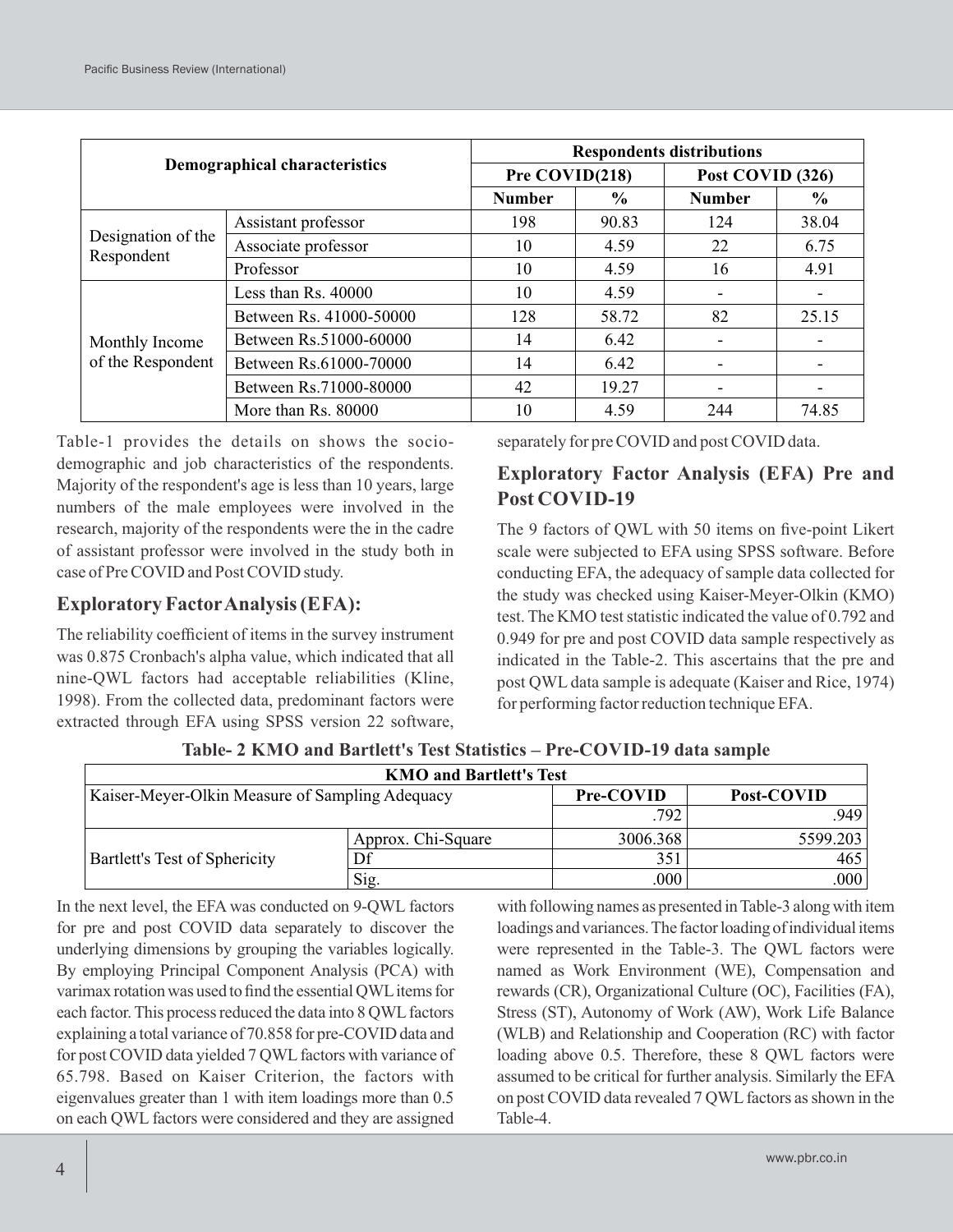| Demographical characteristics | | Respondents distributions | | | |
|---|---|---|---|---|---|
| | | Pre COVID(218) | | Post COVID (326) | |
| | | Number | % | Number | % |
| Designation of the Respondent | Assistant professor | 198 | 90.83 | 124 | 38.04 |
| | Associate professor | 10 | 4.59 | 22 | 6.75 |
| | Professor | 10 | 4.59 | 16 | 4.91 |
| Monthly Income of the Respondent | Less than Rs. 40000 | 10 | 4.59 | - | - |
| | Between Rs. 41000-50000 | 128 | 58.72 | 82 | 25.15 |
| | Between Rs.51000-60000 | 14 | 6.42 | - | - |
| | Between Rs.61000-70000 | 14 | 6.42 | - | - |
| | Between Rs.71000-80000 | 42 | 19.27 | - | - |
| | More than Rs. 80000 | 10 | 4.59 | 244 | 74.85 |

Table-1 provides the details on shows the socio-demographic and job characteristics of the respondents. Majority of the respondent's age is less than 10 years, large numbers of the male employees were involved in the research, majority of the respondents were the in the cadre of assistant professor were involved in the study both in case of Pre COVID and Post COVID study.

## Exploratory Factor Analysis (EFA):

The reliability coefficient of items in the survey instrument was 0.875 Cronbach's alpha value, which indicated that all nine-QWL factors had acceptable reliabilities (Kline, 1998). From the collected data, predominant factors were extracted through EFA using SPSS version 22 software, separately for pre COVID and post COVID data.

## Exploratory Factor Analysis (EFA) Pre and Post COVID-19

The 9 factors of QWL with 50 items on five-point Likert scale were subjected to EFA using SPSS software. Before conducting EFA, the adequacy of sample data collected for the study was checked using Kaiser-Meyer-Olkin (KMO) test. The KMO test statistic indicated the value of 0.792 and 0.949 for pre and post COVID data sample respectively as indicated in the Table-2. This ascertains that the pre and post QWL data sample is adequate (Kaiser and Rice, 1974) for performing factor reduction technique EFA.

**Table- 2 KMO and Bartlett's Test Statistics – Pre-COVID-19 data sample**

| KMO and Bartlett's Test | | | |
|---|---|---|---|
| Kaiser-Meyer-Olkin Measure of Sampling Adequacy | | Pre-COVID | Post-COVID |
| | | .792 | .949 |
| Bartlett's Test of Sphericity | Approx. Chi-Square | 3006.368 | 5599.203 |
| | Df | 351 | 465 |
| | Sig. | .000 | .000 |

In the next level, the EFA was conducted on 9-QWL factors for pre and post COVID data separately to discover the underlying dimensions by grouping the variables logically. By employing Principal Component Analysis (PCA) with varimax rotation was used to find the essential QWL items for each factor. This process reduced the data into 8 QWL factors explaining a total variance of 70.858 for pre-COVID data and for post COVID data yielded 7 QWL factors with variance of 65.798. Based on Kaiser Criterion, the factors with eigenvalues greater than 1 with item loadings more than 0.5 on each QWL factors were considered and they are assigned with following names as presented in Table-3 along with item loadings and variances. The factor loading of individual items were represented in the Table-3. The QWL factors were named as Work Environment (WE), Compensation and rewards (CR), Organizational Culture (OC), Facilities (FA), Stress (ST), Autonomy of Work (AW), Work Life Balance (WLB) and Relationship and Cooperation (RC) with factor loading above 0.5. Therefore, these 8 QWL factors were assumed to be critical for further analysis. Similarly the EFA on post COVID data revealed 7 QWL factors as shown in the Table-4.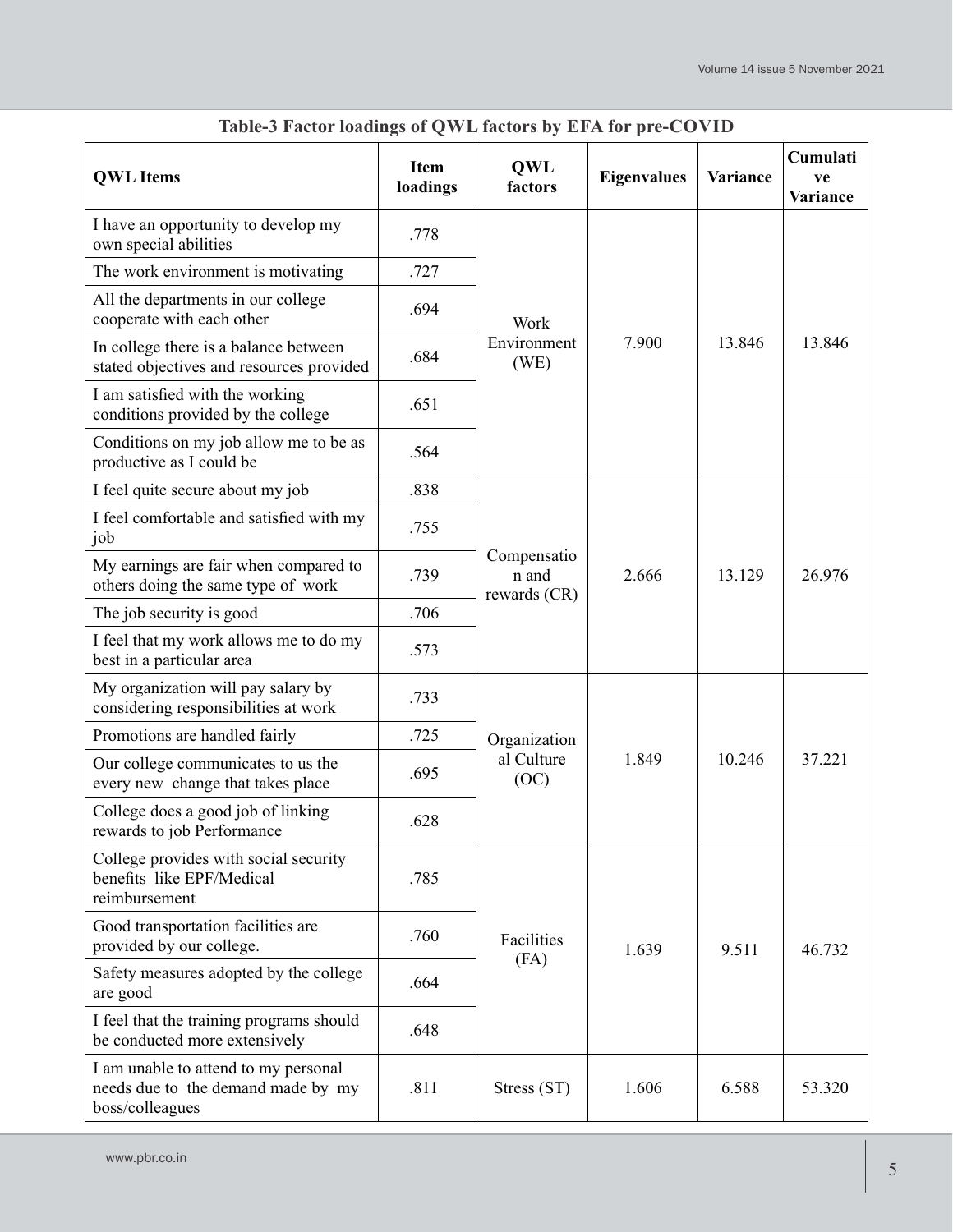**Table-3 Factor loadings of QWL factors by EFA for pre-COVID**

| QWL Items | Item loadings | QWL factors | Eigenvalues | Variance | Cumulative Variance |
|---|---|---|---|---|---|
| I have an opportunity to develop my own special abilities | .778 | Work Environment (WE) | 7.900 | 13.846 | 13.846 |
| The work environment is motivating | .727 | | | | |
| All the departments in our college cooperate with each other | .694 | | | | |
| In college there is a balance between stated objectives and resources provided | .684 | | | | |
| I am satisfied with the working conditions provided by the college | .651 | | | | |
| Conditions on my job allow me to be as productive as I could be | .564 | | | | |
| I feel quite secure about my job | .838 | Compensation and rewards (CR) | 2.666 | 13.129 | 26.976 |
| I feel comfortable and satisfied with my job | .755 | | | | |
| My earnings are fair when compared to others doing the same type of work | .739 | | | | |
| The job security is good | .706 | | | | |
| I feel that my work allows me to do my best in a particular area | .573 | | | | |
| My organization will pay salary by considering responsibilities at work | .733 | Organizational Culture (OC) | 1.849 | 10.246 | 37.221 |
| Promotions are handled fairly | .725 | | | | |
| Our college communicates to us the every new change that takes place | .695 | | | | |
| College does a good job of linking rewards to job Performance | .628 | | | | |
| College provides with social security benefits like EPF/Medical reimbursement | .785 | Facilities (FA) | 1.639 | 9.511 | 46.732 |
| Good transportation facilities are provided by our college. | .760 | | | | |
| Safety measures adopted by the college are good | .664 | | | | |
| I feel that the training programs should be conducted more extensively | .648 | | | | |
| I am unable to attend to my personal needs due to the demand made by my boss/colleagues | .811 | Stress (ST) | 1.606 | 6.588 | 53.320 |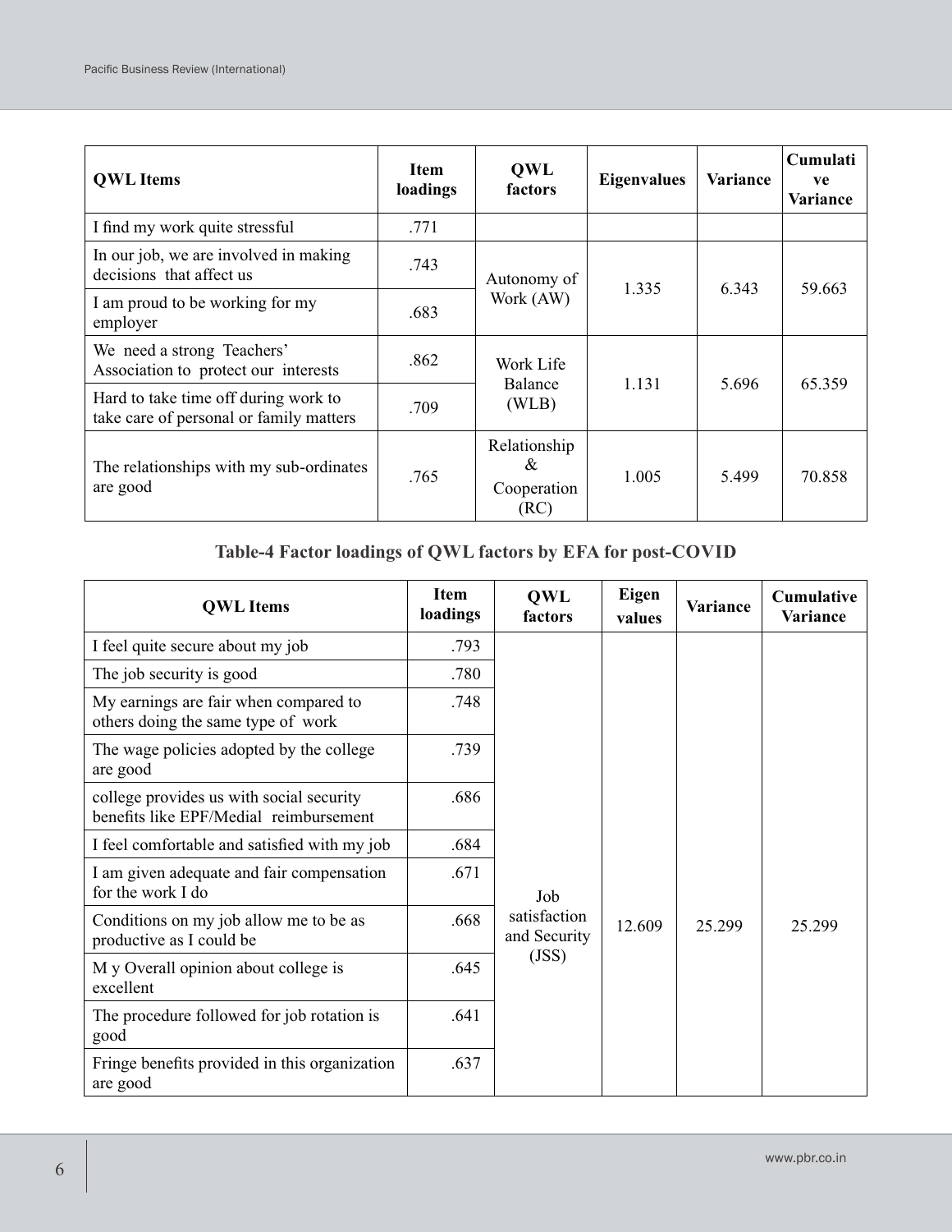| QWL Items | Item loadings | QWL factors | Eigenvalues | Variance | Cumulative Variance |
|---|---|---|---|---|---|
| I find my work quite stressful | .771 | | | | |
| In our job, we are involved in making decisions that affect us | .743 | Autonomy of Work (AW) | 1.335 | 6.343 | 59.663 |
| I am proud to be working for my employer | .683 | | | | |
| We need a strong Teachers' Association to protect our interests | .862 | Work Life Balance (WLB) | 1.131 | 5.696 | 65.359 |
| Hard to take time off during work to take care of personal or family matters | .709 | | | | |
| The relationships with my sub-ordinates are good | .765 | Relationship & Cooperation (RC) | 1.005 | 5.499 | 70.858 |

**Table-4 Factor loadings of QWL factors by EFA for post-COVID**

| QWL Items | Item loadings | QWL factors | Eigen values | Variance | Cumulative Variance |
|---|---|---|---|---|---|
| I feel quite secure about my job | .793 | Job satisfaction and Security (JSS) | 12.609 | 25.299 | 25.299 |
| The job security is good | .780 | | | | |
| My earnings are fair when compared to others doing the same type of work | .748 | | | | |
| The wage policies adopted by the college are good | .739 | | | | |
| college provides us with social security benefits like EPF/Medial reimbursement | .686 | | | | |
| I feel comfortable and satisfied with my job | .684 | | | | |
| I am given adequate and fair compensation for the work I do | .671 | | | | |
| Conditions on my job allow me to be as productive as I could be | .668 | | | | |
| M y Overall opinion about college is excellent | .645 | | | | |
| The procedure followed for job rotation is good | .641 | | | | |
| Fringe benefits provided in this organization are good | .637 | | | | |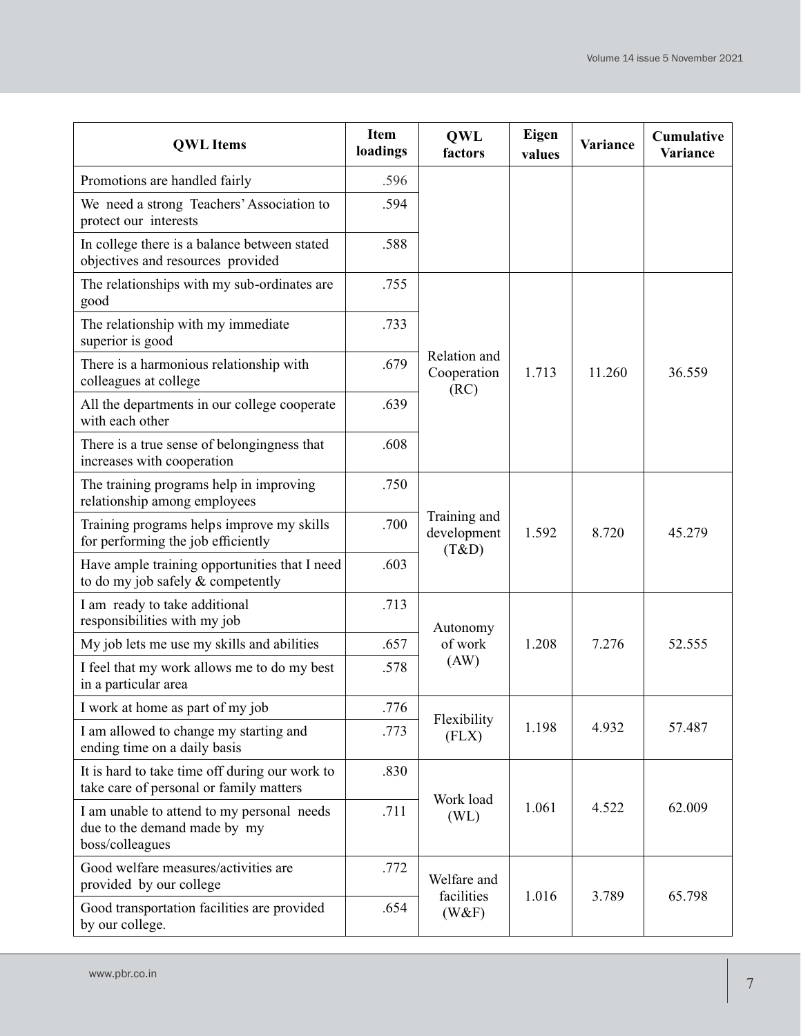| QWL Items | Item loadings | QWL factors | Eigen values | Variance | Cumulative Variance |
|---|---|---|---|---|---|
| Promotions are handled fairly | .596 | | | | |
| We need a strong Teachers' Association to protect our interests | .594 | | | | |
| In college there is a balance between stated objectives and resources provided | .588 | | | | |
| The relationships with my sub-ordinates are good | .755 | Relation and Cooperation (RC) | 1.713 | 11.260 | 36.559 |
| The relationship with my immediate superior is good | .733 | | | | |
| There is a harmonious relationship with colleagues at college | .679 | | | | |
| All the departments in our college cooperate with each other | .639 | | | | |
| There is a true sense of belongingness that increases with cooperation | .608 | | | | |
| The training programs help in improving relationship among employees | .750 | Training and development (T&D) | 1.592 | 8.720 | 45.279 |
| Training programs helps improve my skills for performing the job efficiently | .700 | | | | |
| Have ample training opportunities that I need to do my job safely & competently | .603 | | | | |
| I am ready to take additional responsibilities with my job | .713 | Autonomy of work (AW) | 1.208 | 7.276 | 52.555 |
| My job lets me use my skills and abilities | .657 | | | | |
| I feel that my work allows me to do my best in a particular area | .578 | | | | |
| I work at home as part of my job | .776 | Flexibility (FLX) | 1.198 | 4.932 | 57.487 |
| I am allowed to change my starting and ending time on a daily basis | .773 | | | | |
| It is hard to take time off during our work to take care of personal or family matters | .830 | Work load (WL) | 1.061 | 4.522 | 62.009 |
| I am unable to attend to my personal needs due to the demand made by my boss/colleagues | .711 | | | | |
| Good welfare measures/activities are provided by our college | .772 | Welfare and facilities (W&F) | 1.016 | 3.789 | 65.798 |
| Good transportation facilities are provided by our college. | .654 | | | | |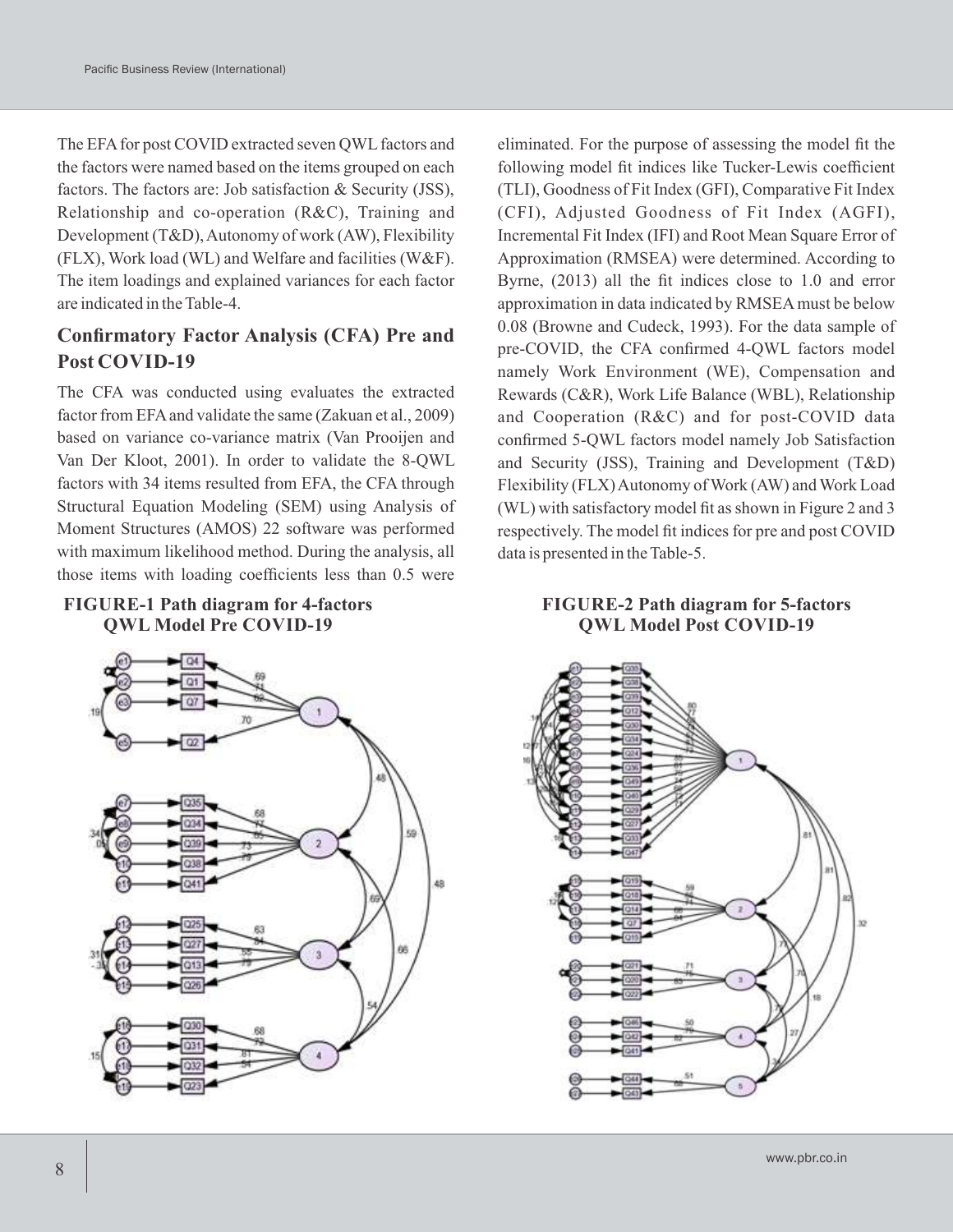The EFA for post COVID extracted seven QWL factors and the factors were named based on the items grouped on each factors. The factors are: Job satisfaction & Security (JSS), Relationship and co-operation (R&C), Training and Development (T&D), Autonomy of work (AW), Flexibility (FLX), Work load (WL) and Welfare and facilities (W&F). The item loadings and explained variances for each factor are indicated in the Table-4.

## Confirmatory Factor Analysis (CFA) Pre and Post COVID-19

The CFA was conducted using evaluates the extracted factor from EFA and validate the same (Zakuan et al., 2009) based on variance co-variance matrix (Van Prooijen and Van Der Kloot, 2001). In order to validate the 8-QWL factors with 34 items resulted from EFA, the CFA through Structural Equation Modeling (SEM) using Analysis of Moment Structures (AMOS) 22 software was performed with maximum likelihood method. During the analysis, all those items with loading coefficients less than 0.5 were eliminated. For the purpose of assessing the model fit the following model fit indices like Tucker-Lewis coefficient (TLI), Goodness of Fit Index (GFI), Comparative Fit Index (CFI), Adjusted Goodness of Fit Index (AGFI), Incremental Fit Index (IFI) and Root Mean Square Error of Approximation (RMSEA) were determined. According to Byrne, (2013) all the fit indices close to 1.0 and error approximation in data indicated by RMSEA must be below 0.08 (Browne and Cudeck, 1993). For the data sample of pre-COVID, the CFA confirmed 4-QWL factors model namely Work Environment (WE), Compensation and Rewards (C&R), Work Life Balance (WBL), Relationship and Cooperation (R&C) and for post-COVID data confirmed 5-QWL factors model namely Job Satisfaction and Security (JSS), Training and Development (T&D) Flexibility (FLX) Autonomy of Work (AW) and Work Load (WL) with satisfactory model fit as shown in Figure 2 and 3 respectively. The model fit indices for pre and post COVID data is presented in the Table-5.

**FIGURE-1 Path diagram for 4-factors QWL Model Pre COVID-19**

**FIGURE-2 Path diagram for 5-factors QWL Model Post COVID-19**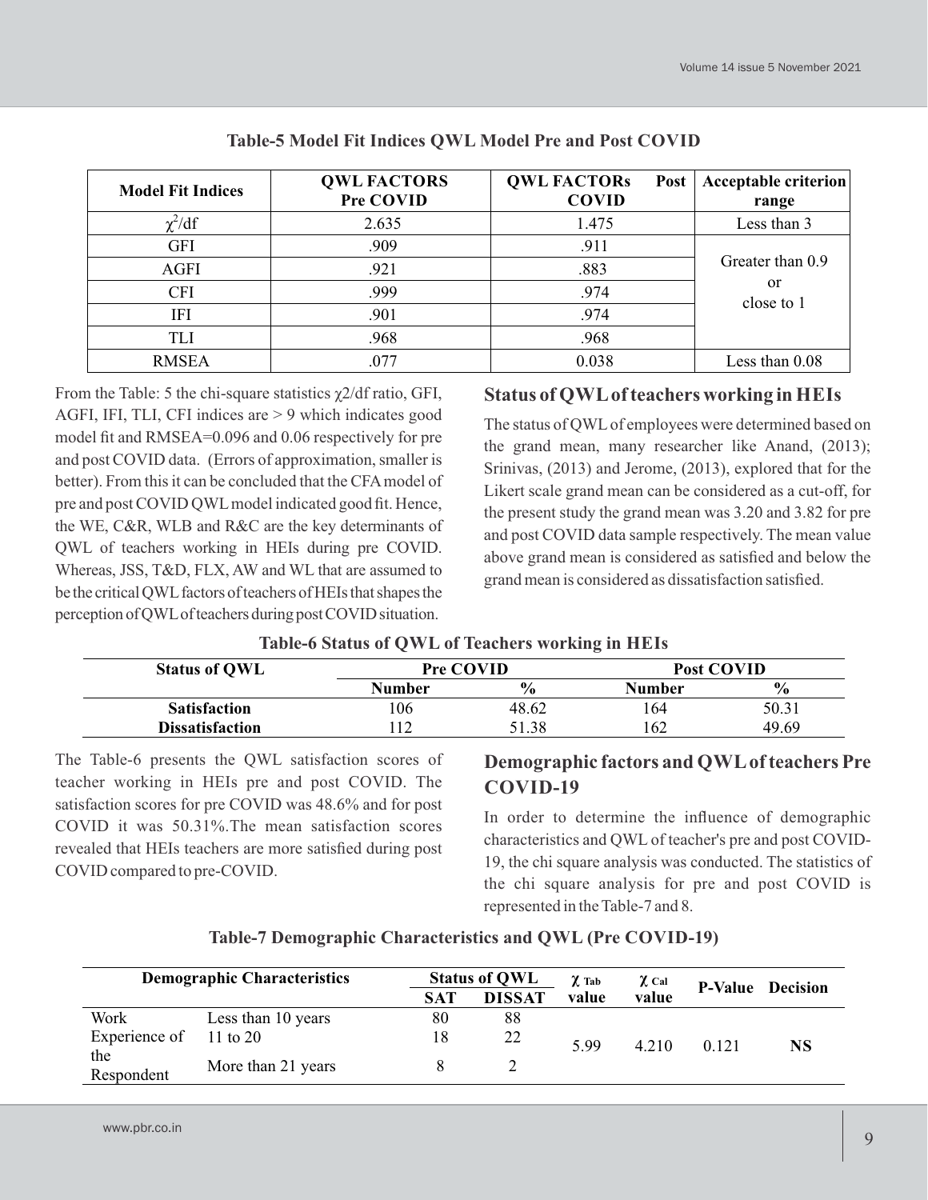**Table-5 Model Fit Indices QWL Model Pre and Post COVID**

| Model Fit Indices | QWL FACTORS Pre COVID | QWL FACTORs Post COVID | Acceptable criterion range |
|---|---|---|---|
| $\chi^2$/df | 2.635 | 1.475 | Less than 3 |
| GFI | .909 | .911 | Greater than 0.9 or close to 1 |
| AGFI | .921 | .883 | |
| CFI | .999 | .974 | |
| IFI | .901 | .974 | |
| TLI | .968 | .968 | |
| RMSEA | .077 | 0.038 | Less than 0.08 |

From the Table: 5 the chi-square statistics $\chi 2$/df ratio, GFI, AGFI, IFI, TLI, CFI indices are > 9 which indicates good model fit and RMSEA=0.096 and 0.06 respectively for pre and post COVID data. (Errors of approximation, smaller is better). From this it can be concluded that the CFA model of pre and post COVID QWL model indicated good fit. Hence, the WE, C&R, WLB and R&C are the key determinants of QWL of teachers working in HEIs during pre COVID. Whereas, JSS, T&D, FLX, AW and WL that are assumed to be the critical QWL factors of teachers of HEIs that shapes the perception of QWL of teachers during post COVID situation.

## Status of QWL of teachers working in HEIs

The status of QWL of employees were determined based on the grand mean, many researcher like Anand, (2013); Srinivas, (2013) and Jerome, (2013), explored that for the Likert scale grand mean can be considered as a cut-off, for the present study the grand mean was 3.20 and 3.82 for pre and post COVID data sample respectively. The mean value above grand mean is considered as satisfied and below the grand mean is considered as dissatisfaction satisfied.

**Table-6 Status of QWL of Teachers working in HEIs**

| Status of QWL | Pre COVID | | Post COVID | |
|---|---|---|---|---|
| | Number | % | Number | % |
| Satisfaction | 106 | 48.62 | 164 | 50.31 |
| Dissatisfaction | 112 | 51.38 | 162 | 49.69 |

The Table-6 presents the QWL satisfaction scores of teacher working in HEIs pre and post COVID. The satisfaction scores for pre COVID was 48.6% and for post COVID it was 50.31%.The mean satisfaction scores revealed that HEIs teachers are more satisfied during post COVID compared to pre-COVID.

## Demographic factors and QWL of teachers Pre COVID-19

In order to determine the influence of demographic characteristics and QWL of teacher's pre and post COVID-19, the chi square analysis was conducted. The statistics of the chi square analysis for pre and post COVID is represented in the Table-7 and 8.

**Table-7 Demographic Characteristics and QWL (Pre COVID-19)**

| Demographic Characteristics | | Status of QWL | | $\chi_{Tab}$ value | $\chi_{Cal}$ value | P-Value | Decision |
|---|---|---|---|---|---|---|---|
| | | SAT | DISSAT | | | | |
| Work Experience of the Respondent | Less than 10 years | 80 | 88 | 5.99 | 4.210 | 0.121 | NS |
| | 11 to 20 | 18 | 22 | | | | |
| | More than 21 years | 8 | 2 | | | | |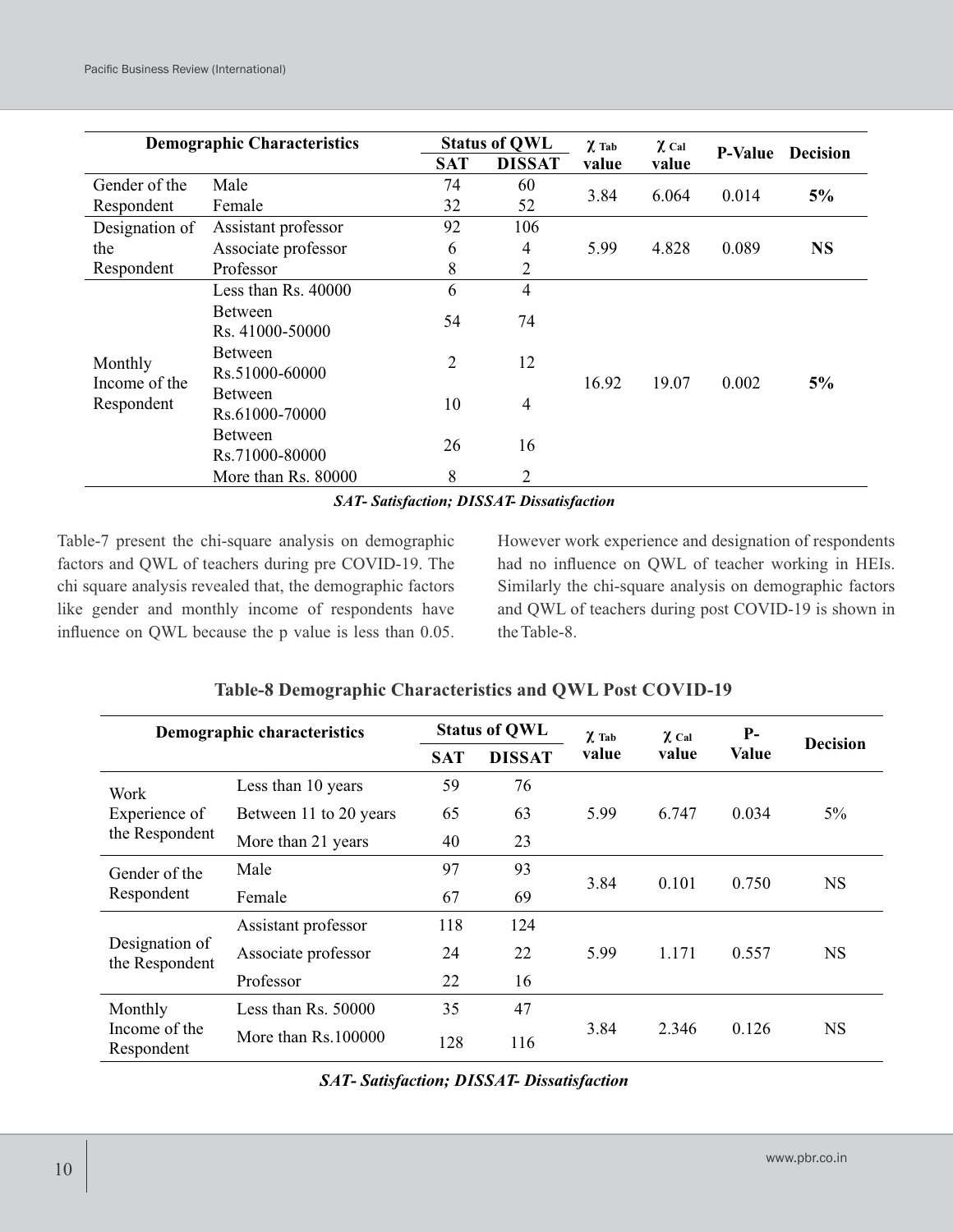| Demographic Characteristics | | Status of QWL | | χ Tab value | χ Cal value | P-Value | Decision |
|---|---|---|---|---|---|---|---|
| | | SAT | DISSAT | | | | |
| Gender of the Respondent | Male | 74 | 60 | 3.84 | 6.064 | 0.014 | **5%** |
| | Female | 32 | 52 | | | | |
| Designation of the Respondent | Assistant professor | 92 | 106 | 5.99 | 4.828 | 0.089 | **NS** |
| | Associate professor | 6 | 4 | | | | |
| | Professor | 8 | 2 | | | | |
| Monthly Income of the Respondent | Less than Rs. 40000 | 6 | 4 | 16.92 | 19.07 | 0.002 | **5%** |
| | Between Rs. 41000-50000 | 54 | 74 | | | | |
| | Between Rs.51000-60000 | 2 | 12 | | | | |
| | Between Rs.61000-70000 | 10 | 4 | | | | |
| | Between Rs.71000-80000 | 26 | 16 | | | | |
| | More than Rs. 80000 | 8 | 2 | | | | |

***SAT- Satisfaction; DISSAT- Dissatisfaction***

Table-7 present the chi-square analysis on demographic factors and QWL of teachers during pre COVID-19. The chi square analysis revealed that, the demographic factors like gender and monthly income of respondents have influence on QWL because the p value is less than 0.05. However work experience and designation of respondents had no influence on QWL of teacher working in HEIs. Similarly the chi-square analysis on demographic factors and QWL of teachers during post COVID-19 is shown in the Table-8.

**Table-8 Demographic Characteristics and QWL Post COVID-19**

| Demographic characteristics | | Status of QWL | | χ Tab value | χ Cal value | P-Value | Decision |
|---|---|---|---|---|---|---|---|
| | | SAT | DISSAT | | | | |
| Work Experience of the Respondent | Less than 10 years | 59 | 76 | 5.99 | 6.747 | 0.034 | 5% |
| | Between 11 to 20 years | 65 | 63 | | | | |
| | More than 21 years | 40 | 23 | | | | |
| Gender of the Respondent | Male | 97 | 93 | 3.84 | 0.101 | 0.750 | NS |
| | Female | 67 | 69 | | | | |
| Designation of the Respondent | Assistant professor | 118 | 124 | 5.99 | 1.171 | 0.557 | NS |
| | Associate professor | 24 | 22 | | | | |
| | Professor | 22 | 16 | | | | |
| Monthly Income of the Respondent | Less than Rs. 50000 | 35 | 47 | 3.84 | 2.346 | 0.126 | NS |
| | More than Rs.100000 | 128 | 116 | | | | |

***SAT- Satisfaction; DISSAT- Dissatisfaction***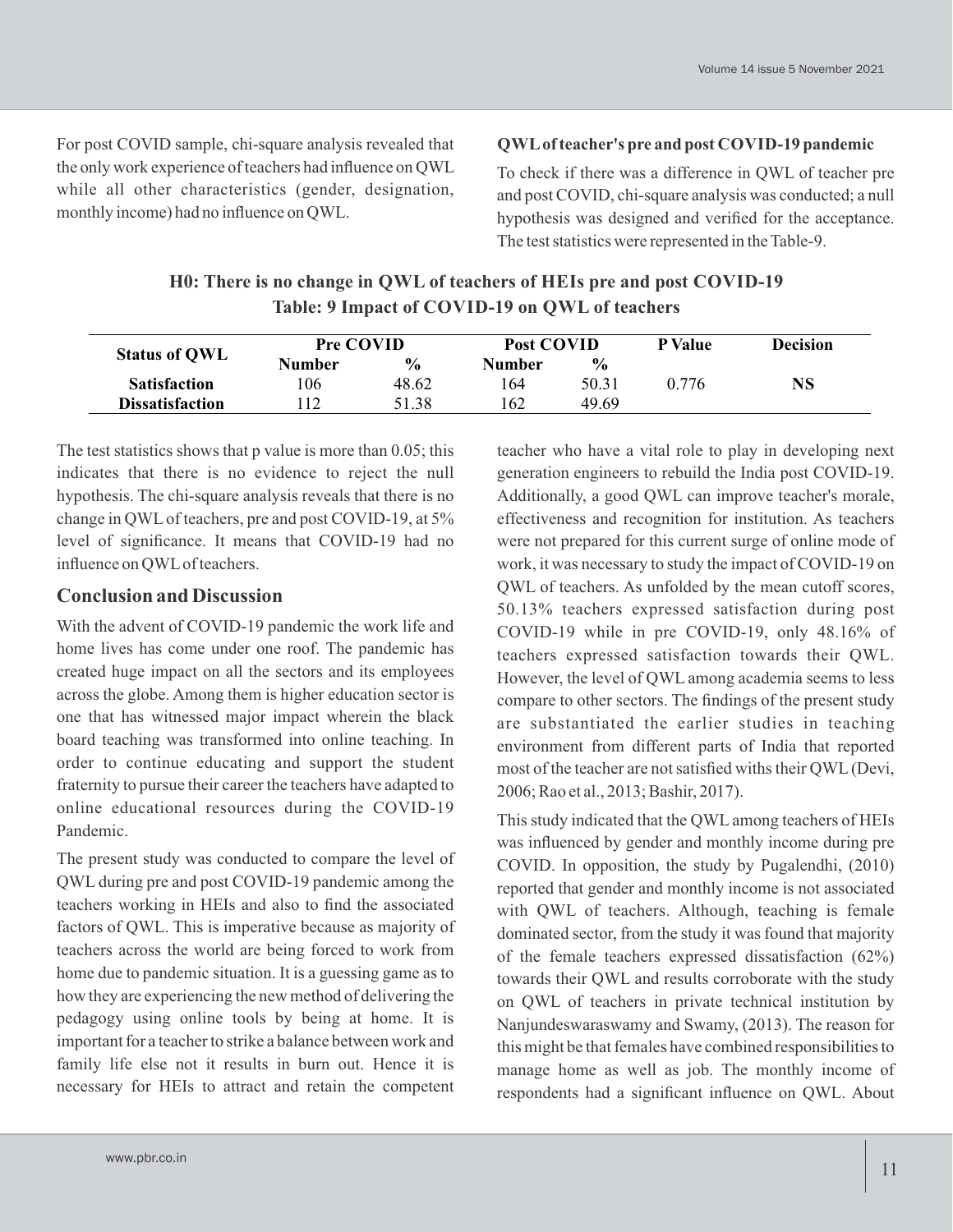For post COVID sample, chi-square analysis revealed that the only work experience of teachers had influence on QWL while all other characteristics (gender, designation, monthly income) had no influence on QWL.

### QWL of teacher's pre and post COVID-19 pandemic

To check if there was a difference in QWL of teacher pre and post COVID, chi-square analysis was conducted; a null hypothesis was designed and verified for the acceptance. The test statistics were represented in the Table-9.

**H0: There is no change in QWL of teachers of HEIs pre and post COVID-19**

**Table: 9 Impact of COVID-19 on QWL of teachers**

| Status of QWL | Pre COVID | | Post COVID | | P Value | Decision |
|---|---|---|---|---|---|---|
| | Number | % | Number | % | | |
| **Satisfaction** | 106 | 48.62 | 164 | 50.31 | 0.776 | **NS** |
| **Dissatisfaction** | 112 | 51.38 | 162 | 49.69 | | |

The test statistics shows that p value is more than 0.05; this indicates that there is no evidence to reject the null hypothesis. The chi-square analysis reveals that there is no change in QWL of teachers, pre and post COVID-19, at 5% level of significance. It means that COVID-19 had no influence on QWL of teachers.

## Conclusion and Discussion

With the advent of COVID-19 pandemic the work life and home lives has come under one roof. The pandemic has created huge impact on all the sectors and its employees across the globe. Among them is higher education sector is one that has witnessed major impact wherein the black board teaching was transformed into online teaching. In order to continue educating and support the student fraternity to pursue their career the teachers have adapted to online educational resources during the COVID-19 Pandemic.

The present study was conducted to compare the level of QWL during pre and post COVID-19 pandemic among the teachers working in HEIs and also to find the associated factors of QWL. This is imperative because as majority of teachers across the world are being forced to work from home due to pandemic situation. It is a guessing game as to how they are experiencing the new method of delivering the pedagogy using online tools by being at home. It is important for a teacher to strike a balance between work and family life else not it results in burn out. Hence it is necessary for HEIs to attract and retain the competent teacher who have a vital role to play in developing next generation engineers to rebuild the India post COVID-19. Additionally, a good QWL can improve teacher's morale, effectiveness and recognition for institution. As teachers were not prepared for this current surge of online mode of work, it was necessary to study the impact of COVID-19 on QWL of teachers. As unfolded by the mean cutoff scores, 50.13% teachers expressed satisfaction during post COVID-19 while in pre COVID-19, only 48.16% of teachers expressed satisfaction towards their QWL. However, the level of QWL among academia seems to less compare to other sectors. The findings of the present study are substantiated the earlier studies in teaching environment from different parts of India that reported most of the teacher are not satisfied withs their QWL (Devi, 2006; Rao et al., 2013; Bashir, 2017).

This study indicated that the QWL among teachers of HEIs was influenced by gender and monthly income during pre COVID. In opposition, the study by Pugalendhi, (2010) reported that gender and monthly income is not associated with QWL of teachers. Although, teaching is female dominated sector, from the study it was found that majority of the female teachers expressed dissatisfaction (62%) towards their QWL and results corroborate with the study on QWL of teachers in private technical institution by Nanjundeswaraswamy and Swamy, (2013). The reason for this might be that females have combined responsibilities to manage home as well as job. The monthly income of respondents had a significant influence on QWL. About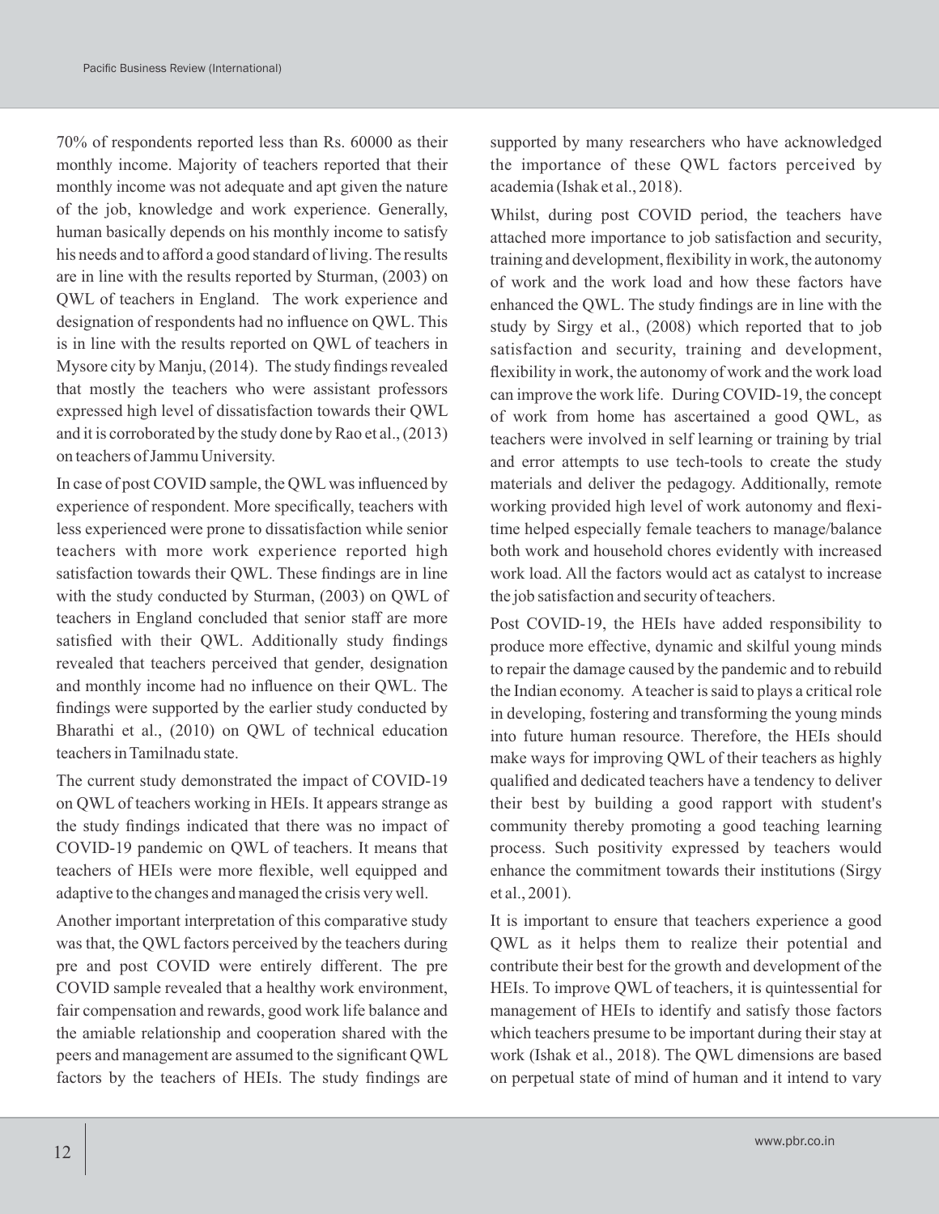70% of respondents reported less than Rs. 60000 as their monthly income. Majority of teachers reported that their monthly income was not adequate and apt given the nature of the job, knowledge and work experience. Generally, human basically depends on his monthly income to satisfy his needs and to afford a good standard of living. The results are in line with the results reported by Sturman, (2003) on QWL of teachers in England. The work experience and designation of respondents had no influence on QWL. This is in line with the results reported on QWL of teachers in Mysore city by Manju, (2014). The study findings revealed that mostly the teachers who were assistant professors expressed high level of dissatisfaction towards their QWL and it is corroborated by the study done by Rao et al., (2013) on teachers of Jammu University.

In case of post COVID sample, the QWL was influenced by experience of respondent. More specifically, teachers with less experienced were prone to dissatisfaction while senior teachers with more work experience reported high satisfaction towards their QWL. These findings are in line with the study conducted by Sturman, (2003) on QWL of teachers in England concluded that senior staff are more satisfied with their QWL. Additionally study findings revealed that teachers perceived that gender, designation and monthly income had no influence on their QWL. The findings were supported by the earlier study conducted by Bharathi et al., (2010) on QWL of technical education teachers in Tamilnadu state.

The current study demonstrated the impact of COVID-19 on QWL of teachers working in HEIs. It appears strange as the study findings indicated that there was no impact of COVID-19 pandemic on QWL of teachers. It means that teachers of HEIs were more flexible, well equipped and adaptive to the changes and managed the crisis very well.

Another important interpretation of this comparative study was that, the QWL factors perceived by the teachers during pre and post COVID were entirely different. The pre COVID sample revealed that a healthy work environment, fair compensation and rewards, good work life balance and the amiable relationship and cooperation shared with the peers and management are assumed to the significant QWL factors by the teachers of HEIs. The study findings are supported by many researchers who have acknowledged the importance of these QWL factors perceived by academia (Ishak et al., 2018).

Whilst, during post COVID period, the teachers have attached more importance to job satisfaction and security, training and development, flexibility in work, the autonomy of work and the work load and how these factors have enhanced the QWL. The study findings are in line with the study by Sirgy et al., (2008) which reported that to job satisfaction and security, training and development, flexibility in work, the autonomy of work and the work load can improve the work life. During COVID-19, the concept of work from home has ascertained a good QWL, as teachers were involved in self learning or training by trial and error attempts to use tech-tools to create the study materials and deliver the pedagogy. Additionally, remote working provided high level of work autonomy and flexi-time helped especially female teachers to manage/balance both work and household chores evidently with increased work load. All the factors would act as catalyst to increase the job satisfaction and security of teachers.

Post COVID-19, the HEIs have added responsibility to produce more effective, dynamic and skilful young minds to repair the damage caused by the pandemic and to rebuild the Indian economy. A teacher is said to plays a critical role in developing, fostering and transforming the young minds into future human resource. Therefore, the HEIs should make ways for improving QWL of their teachers as highly qualified and dedicated teachers have a tendency to deliver their best by building a good rapport with student's community thereby promoting a good teaching learning process. Such positivity expressed by teachers would enhance the commitment towards their institutions (Sirgy et al., 2001).

It is important to ensure that teachers experience a good QWL as it helps them to realize their potential and contribute their best for the growth and development of the HEIs. To improve QWL of teachers, it is quintessential for management of HEIs to identify and satisfy those factors which teachers presume to be important during their stay at work (Ishak et al., 2018). The QWL dimensions are based on perpetual state of mind of human and it intend to vary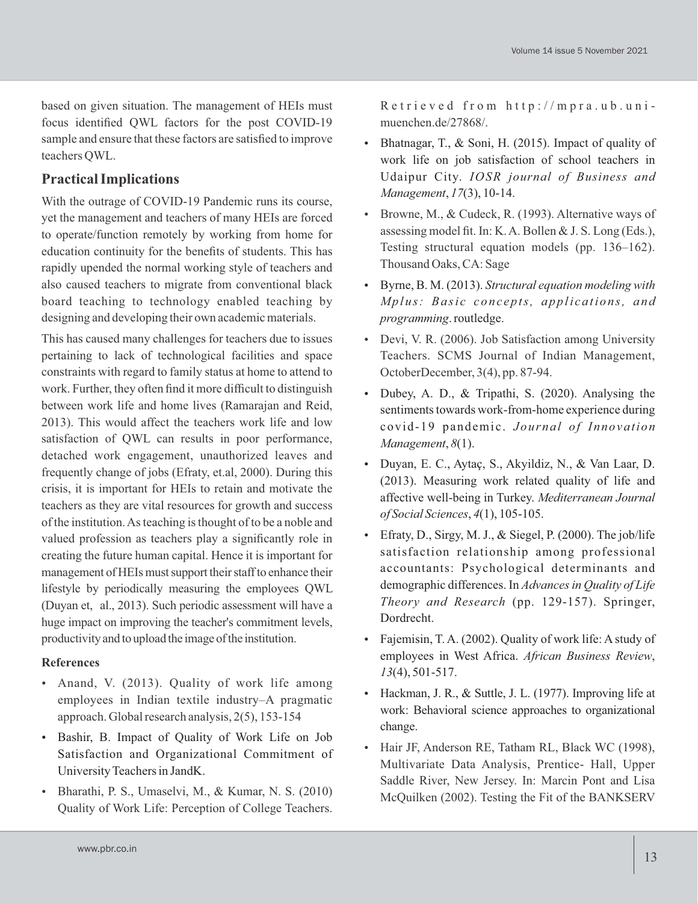based on given situation. The management of HEIs must focus identified QWL factors for the post COVID-19 sample and ensure that these factors are satisfied to improve teachers QWL.

## Practical Implications

With the outrage of COVID-19 Pandemic runs its course, yet the management and teachers of many HEIs are forced to operate/function remotely by working from home for education continuity for the benefits of students. This has rapidly upended the normal working style of teachers and also caused teachers to migrate from conventional black board teaching to technology enabled teaching by designing and developing their own academic materials.

This has caused many challenges for teachers due to issues pertaining to lack of technological facilities and space constraints with regard to family status at home to attend to work. Further, they often find it more difficult to distinguish between work life and home lives (Ramarajan and Reid, 2013). This would affect the teachers work life and low satisfaction of QWL can results in poor performance, detached work engagement, unauthorized leaves and frequently change of jobs (Efraty, et.al, 2000). During this crisis, it is important for HEIs to retain and motivate the teachers as they are vital resources for growth and success of the institution. As teaching is thought of to be a noble and valued profession as teachers play a significantly role in creating the future human capital. Hence it is important for management of HEIs must support their staff to enhance their lifestyle by periodically measuring the employees QWL (Duyan et, al., 2013). Such periodic assessment will have a huge impact on improving the teacher's commitment levels, productivity and to upload the image of the institution.

### References

- Anand, V. (2013). Quality of work life among employees in Indian textile industry–A pragmatic approach. Global research analysis, 2(5), 153-154
- Bashir, B. Impact of Quality of Work Life on Job Satisfaction and Organizational Commitment of University Teachers in JandK.
- Bharathi, P. S., Umaselvi, M., & Kumar, N. S. (2010) Quality of Work Life: Perception of College Teachers. Retrieved from http://mpra.ub.uni-muenchen.de/27868/.
- Bhatnagar, T., & Soni, H. (2015). Impact of quality of work life on job satisfaction of school teachers in Udaipur City. *IOSR journal of Business and Management*, *17*(3), 10-14.
- Browne, M., & Cudeck, R. (1993). Alternative ways of assessing model fit. In: K. A. Bollen & J. S. Long (Eds.), Testing structural equation models (pp. 136–162). Thousand Oaks, CA: Sage
- Byrne, B. M. (2013). *Structural equation modeling with Mplus: Basic concepts, applications, and programming*. routledge.
- Devi, V. R. (2006). Job Satisfaction among University Teachers. SCMS Journal of Indian Management, OctoberDecember, 3(4), pp. 87-94.
- Dubey, A. D., & Tripathi, S. (2020). Analysing the sentiments towards work-from-home experience during covid-19 pandemic. *Journal of Innovation Management*, *8*(1).
- Duyan, E. C., Aytaç, S., Akyildiz, N., & Van Laar, D. (2013). Measuring work related quality of life and affective well-being in Turkey. *Mediterranean Journal of Social Sciences*, *4*(1), 105-105.
- Efraty, D., Sirgy, M. J., & Siegel, P. (2000). The job/life satisfaction relationship among professional accountants: Psychological determinants and demographic differences. In *Advances in Quality of Life Theory and Research* (pp. 129-157). Springer, Dordrecht.
- Fajemisin, T. A. (2002). Quality of work life: A study of employees in West Africa. *African Business Review*, *13*(4), 501-517.
- Hackman, J. R., & Suttle, J. L. (1977). Improving life at work: Behavioral science approaches to organizational change.
- Hair JF, Anderson RE, Tatham RL, Black WC (1998), Multivariate Data Analysis, Prentice- Hall, Upper Saddle River, New Jersey. In: Marcin Pont and Lisa McQuilken (2002). Testing the Fit of the BANKSERV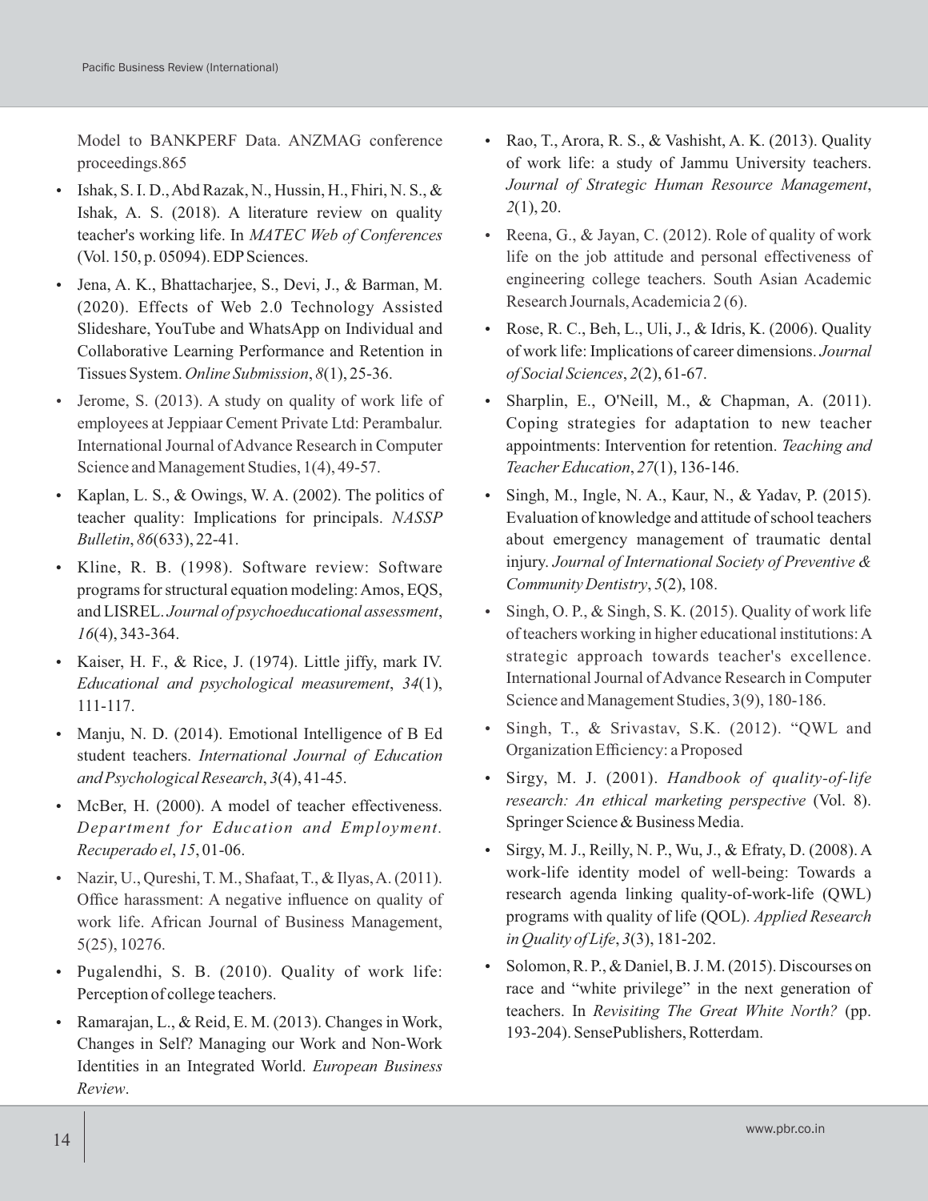Model to BANKPERF Data. ANZMAG conference proceedings.865

- Ishak, S. I. D., Abd Razak, N., Hussin, H., Fhiri, N. S., & Ishak, A. S. (2018). A literature review on quality teacher's working life. In *MATEC Web of Conferences* (Vol. 150, p. 05094). EDP Sciences.
- Jena, A. K., Bhattacharjee, S., Devi, J., & Barman, M. (2020). Effects of Web 2.0 Technology Assisted Slideshare, YouTube and WhatsApp on Individual and Collaborative Learning Performance and Retention in Tissues System. *Online Submission*, *8*(1), 25-36.
- Jerome, S. (2013). A study on quality of work life of employees at Jeppiaar Cement Private Ltd: Perambalur. International Journal of Advance Research in Computer Science and Management Studies, 1(4), 49-57.
- Kaplan, L. S., & Owings, W. A. (2002). The politics of teacher quality: Implications for principals. *NASSP Bulletin*, *86*(633), 22-41.
- Kline, R. B. (1998). Software review: Software programs for structural equation modeling: Amos, EQS, and LISREL. *Journal of psychoeducational assessment*, *16*(4), 343-364.
- Kaiser, H. F., & Rice, J. (1974). Little jiffy, mark IV. *Educational and psychological measurement*, *34*(1), 111-117.
- Manju, N. D. (2014). Emotional Intelligence of B Ed student teachers. *International Journal of Education and Psychological Research*, *3*(4), 41-45.
- McBer, H. (2000). A model of teacher effectiveness. *Department for Education and Employment. Recuperado el*, *15*, 01-06.
- Nazir, U., Qureshi, T. M., Shafaat, T., & Ilyas, A. (2011). Office harassment: A negative influence on quality of work life. African Journal of Business Management, 5(25), 10276.
- Pugalendhi, S. B. (2010). Quality of work life: Perception of college teachers.
- Ramarajan, L., & Reid, E. M. (2013). Changes in Work, Changes in Self? Managing our Work and Non-Work Identities in an Integrated World. *European Business Review*.
- Rao, T., Arora, R. S., & Vashisht, A. K. (2013). Quality of work life: a study of Jammu University teachers. *Journal of Strategic Human Resource Management*, *2*(1), 20.
- Reena, G., & Jayan, C. (2012). Role of quality of work life on the job attitude and personal effectiveness of engineering college teachers. South Asian Academic Research Journals, Academicia 2 (6).
- Rose, R. C., Beh, L., Uli, J., & Idris, K. (2006). Quality of work life: Implications of career dimensions. *Journal of Social Sciences*, *2*(2), 61-67.
- Sharplin, E., O'Neill, M., & Chapman, A. (2011). Coping strategies for adaptation to new teacher appointments: Intervention for retention. *Teaching and Teacher Education*, *27*(1), 136-146.
- Singh, M., Ingle, N. A., Kaur, N., & Yadav, P. (2015). Evaluation of knowledge and attitude of school teachers about emergency management of traumatic dental injury. *Journal of International Society of Preventive & Community Dentistry*, *5*(2), 108.
- Singh, O. P., & Singh, S. K. (2015). Quality of work life of teachers working in higher educational institutions: A strategic approach towards teacher's excellence. International Journal of Advance Research in Computer Science and Management Studies, 3(9), 180-186.
- Singh, T., & Srivastav, S.K. (2012). "QWL and Organization Efficiency: a Proposed
- Sirgy, M. J. (2001). *Handbook of quality-of-life research: An ethical marketing perspective* (Vol. 8). Springer Science & Business Media.
- Sirgy, M. J., Reilly, N. P., Wu, J., & Efraty, D. (2008). A work-life identity model of well-being: Towards a research agenda linking quality-of-work-life (QWL) programs with quality of life (QOL). *Applied Research in Quality of Life*, *3*(3), 181-202.
- Solomon, R. P., & Daniel, B. J. M. (2015). Discourses on race and "white privilege" in the next generation of teachers. In *Revisiting The Great White North?* (pp. 193-204). SensePublishers, Rotterdam.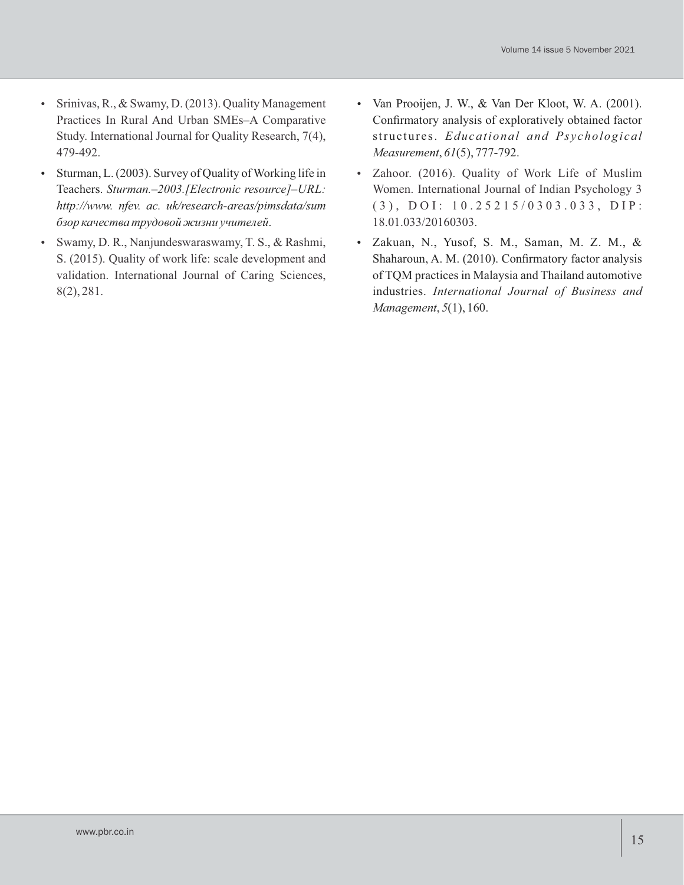- Srinivas, R., & Swamy, D. (2013). Quality Management Practices In Rural And Urban SMEs–A Comparative Study. International Journal for Quality Research, 7(4), 479-492.
- Sturman, L. (2003). Survey of Quality of Working life in Teachers. *Sturman.–2003.[Electronic resource]–URL: http://www. nfev. ac. uk/research-areas/pimsdata/sum бзор качества трудовой жизни учителей*.
- Swamy, D. R., Nanjundeswaraswamy, T. S., & Rashmi, S. (2015). Quality of work life: scale development and validation. International Journal of Caring Sciences, 8(2), 281.
- Van Prooijen, J. W., & Van Der Kloot, W. A. (2001). Confirmatory analysis of exploratively obtained factor structures. *Educational and Psychological Measurement*, *61*(5), 777-792.
- Zahoor. (2016). Quality of Work Life of Muslim Women. International Journal of Indian Psychology 3 (3), DOI: 10.25215/0303.033, DIP: 18.01.033/20160303.
- Zakuan, N., Yusof, S. M., Saman, M. Z. M., & Shaharoun, A. M. (2010). Confirmatory factor analysis of TQM practices in Malaysia and Thailand automotive industries. *International Journal of Business and Management*, *5*(1), 160.